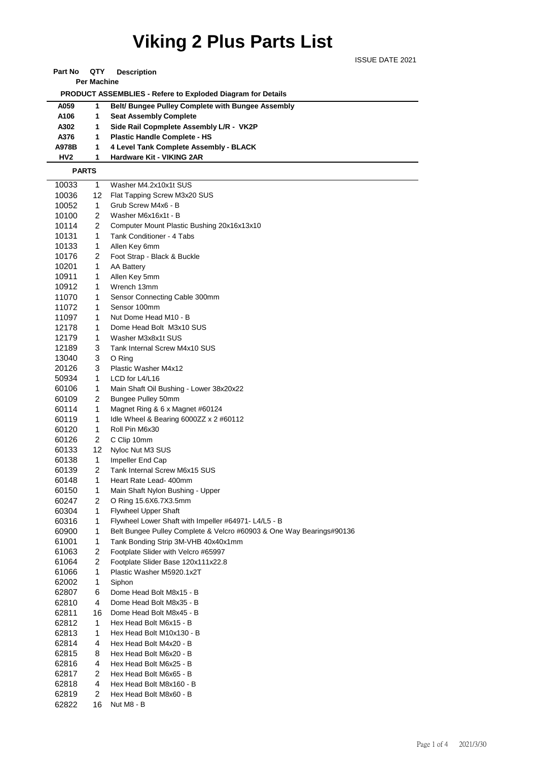# Viking 2 Plus Parts List

ISSUE DATE 2021

| Part No | QTY Per Machine | Description |
|---|---|---|
| **PRODUCT ASSEMBLIES - Refere to Exploded Diagram for Details** | | |
| **A059** | **1** | **Belt/ Bungee Pulley Complete with Bungee Assembly** |
| **A106** | **1** | **Seat Assembly Complete** |
| **A302** | **1** | **Side Rail Copmplete Assembly L/R - VK2P** |
| **A376** | **1** | **Plastic Handle Complete - HS** |
| **A978B** | **1** | **4 Level Tank Complete Assembly - BLACK** |
| **HV2** | **1** | **Hardware Kit - VIKING 2AR** |
| **PARTS** | | |
| 10033 | 1 | Washer M4.2x10x1t SUS |
| 10036 | 12 | Flat Tapping Screw M3x20 SUS |
| 10052 | 1 | Grub Screw M4x6 - B |
| 10100 | 2 | Washer M6x16x1t - B |
| 10114 | 2 | Computer Mount Plastic Bushing 20x16x13x10 |
| 10131 | 1 | Tank Conditioner - 4 Tabs |
| 10133 | 1 | Allen Key 6mm |
| 10176 | 2 | Foot Strap - Black & Buckle |
| 10201 | 1 | AA Battery |
| 10911 | 1 | Allen Key 5mm |
| 10912 | 1 | Wrench 13mm |
| 11070 | 1 | Sensor Connecting Cable 300mm |
| 11072 | 1 | Sensor 100mm |
| 11097 | 1 | Nut Dome Head M10 - B |
| 12178 | 1 | Dome Head Bolt M3x10 SUS |
| 12179 | 1 | Washer M3x8x1t SUS |
| 12189 | 3 | Tank Internal Screw M4x10 SUS |
| 13040 | 3 | O Ring |
| 20126 | 3 | Plastic Washer M4x12 |
| 50934 | 1 | LCD for L4/L16 |
| 60106 | 1 | Main Shaft Oil Bushing - Lower 38x20x22 |
| 60109 | 2 | Bungee Pulley 50mm |
| 60114 | 1 | Magnet Ring & 6 x Magnet #60124 |
| 60119 | 1 | Idle Wheel & Bearing 6000ZZ x 2 #60112 |
| 60120 | 1 | Roll Pin M6x30 |
| 60126 | 2 | C Clip 10mm |
| 60133 | 12 | Nyloc Nut M3 SUS |
| 60138 | 1 | Impeller End Cap |
| 60139 | 2 | Tank Internal Screw M6x15 SUS |
| 60148 | 1 | Heart Rate Lead- 400mm |
| 60150 | 1 | Main Shaft Nylon Bushing - Upper |
| 60247 | 2 | O Ring 15.6X6.7X3.5mm |
| 60304 | 1 | Flywheel Upper Shaft |
| 60316 | 1 | Flywheel Lower Shaft with Impeller #64971- L4/L5 - B |
| 60900 | 1 | Belt Bungee Pulley Complete & Velcro #60903 & One Way Bearings#90136 |
| 61001 | 1 | Tank Bonding Strip 3M-VHB 40x40x1mm |
| 61063 | 2 | Footplate Slider with Velcro #65997 |
| 61064 | 2 | Footplate Slider Base 120x111x22.8 |
| 61066 | 1 | Plastic Washer M5920.1x2T |
| 62002 | 1 | Siphon |
| 62807 | 6 | Dome Head Bolt M8x15 - B |
| 62810 | 4 | Dome Head Bolt M8x35 - B |
| 62811 | 16 | Dome Head Bolt M8x45 - B |
| 62812 | 1 | Hex Head Bolt M6x15 - B |
| 62813 | 1 | Hex Head Bolt M10x130 - B |
| 62814 | 4 | Hex Head Bolt M4x20 - B |
| 62815 | 8 | Hex Head Bolt M6x20 - B |
| 62816 | 4 | Hex Head Bolt M6x25 - B |
| 62817 | 2 | Hex Head Bolt M6x65 - B |
| 62818 | 4 | Hex Head Bolt M8x160 - B |
| 62819 | 2 | Hex Head Bolt M8x60 - B |
| 62822 | 16 | Nut M8 - B |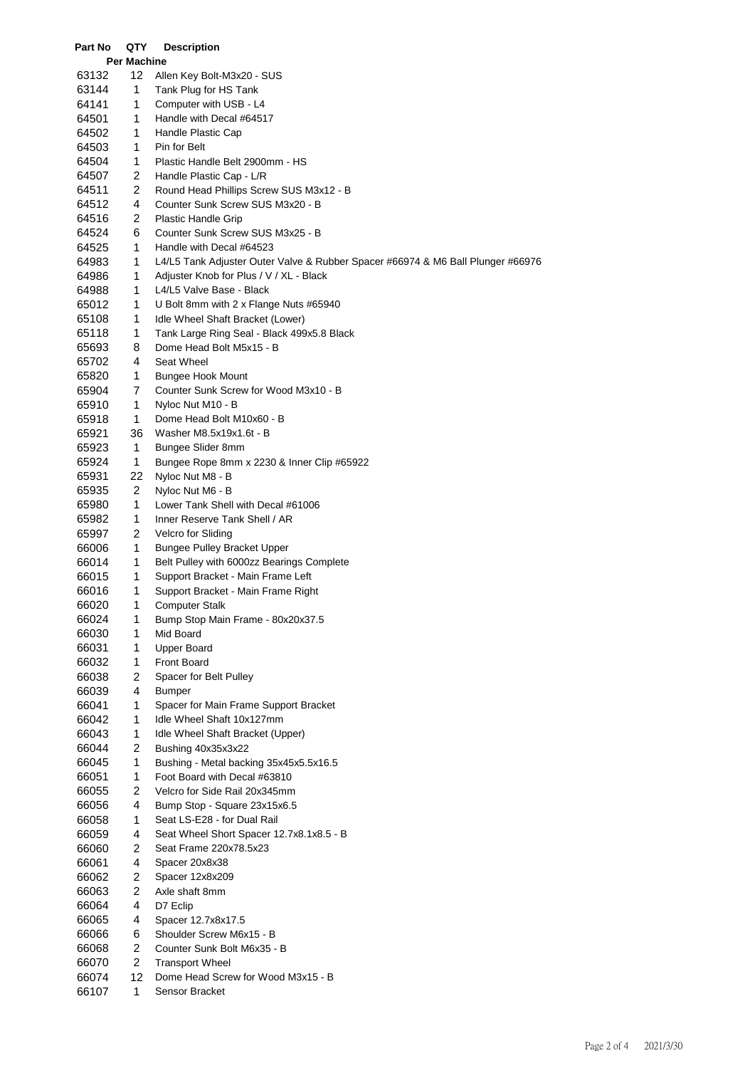| Part No | QTY Per Machine | Description |
|---|---|---|
| 63132 | 12 | Allen Key Bolt-M3x20 - SUS |
| 63144 | 1 | Tank Plug for HS Tank |
| 64141 | 1 | Computer with USB - L4 |
| 64501 | 1 | Handle with Decal #64517 |
| 64502 | 1 | Handle Plastic Cap |
| 64503 | 1 | Pin for Belt |
| 64504 | 1 | Plastic Handle Belt 2900mm - HS |
| 64507 | 2 | Handle Plastic Cap - L/R |
| 64511 | 2 | Round Head Phillips Screw SUS M3x12 - B |
| 64512 | 4 | Counter Sunk Screw SUS M3x20 - B |
| 64516 | 2 | Plastic Handle Grip |
| 64524 | 6 | Counter Sunk Screw SUS M3x25 - B |
| 64525 | 1 | Handle with Decal #64523 |
| 64983 | 1 | L4/L5 Tank Adjuster Outer Valve & Rubber Spacer #66974 & M6 Ball Plunger #66976 |
| 64986 | 1 | Adjuster Knob for Plus / V / XL - Black |
| 64988 | 1 | L4/L5 Valve Base - Black |
| 65012 | 1 | U Bolt 8mm with 2 x Flange Nuts #65940 |
| 65108 | 1 | Idle Wheel Shaft Bracket (Lower) |
| 65118 | 1 | Tank Large Ring Seal - Black 499x5.8 Black |
| 65693 | 8 | Dome Head Bolt M5x15 - B |
| 65702 | 4 | Seat Wheel |
| 65820 | 1 | Bungee Hook Mount |
| 65904 | 7 | Counter Sunk Screw for Wood M3x10 - B |
| 65910 | 1 | Nyloc Nut M10 - B |
| 65918 | 1 | Dome Head Bolt M10x60 - B |
| 65921 | 36 | Washer M8.5x19x1.6t - B |
| 65923 | 1 | Bungee Slider 8mm |
| 65924 | 1 | Bungee Rope 8mm x 2230 & Inner Clip #65922 |
| 65931 | 22 | Nyloc Nut M8 - B |
| 65935 | 2 | Nyloc Nut M6 - B |
| 65980 | 1 | Lower Tank Shell with Decal #61006 |
| 65982 | 1 | Inner Reserve Tank Shell / AR |
| 65997 | 2 | Velcro for Sliding |
| 66006 | 1 | Bungee Pulley Bracket Upper |
| 66014 | 1 | Belt Pulley with 6000zz Bearings Complete |
| 66015 | 1 | Support Bracket - Main Frame Left |
| 66016 | 1 | Support Bracket - Main Frame Right |
| 66020 | 1 | Computer Stalk |
| 66024 | 1 | Bump Stop Main Frame - 80x20x37.5 |
| 66030 | 1 | Mid Board |
| 66031 | 1 | Upper Board |
| 66032 | 1 | Front Board |
| 66038 | 2 | Spacer for Belt Pulley |
| 66039 | 4 | Bumper |
| 66041 | 1 | Spacer for Main Frame Support Bracket |
| 66042 | 1 | Idle Wheel Shaft 10x127mm |
| 66043 | 1 | Idle Wheel Shaft Bracket (Upper) |
| 66044 | 2 | Bushing 40x35x3x22 |
| 66045 | 1 | Bushing - Metal backing 35x45x5.5x16.5 |
| 66051 | 1 | Foot Board with Decal #63810 |
| 66055 | 2 | Velcro for Side Rail 20x345mm |
| 66056 | 4 | Bump Stop - Square 23x15x6.5 |
| 66058 | 1 | Seat LS-E28 - for Dual Rail |
| 66059 | 4 | Seat Wheel Short Spacer 12.7x8.1x8.5 - B |
| 66060 | 2 | Seat Frame 220x78.5x23 |
| 66061 | 4 | Spacer 20x8x38 |
| 66062 | 2 | Spacer 12x8x209 |
| 66063 | 2 | Axle shaft 8mm |
| 66064 | 4 | D7 Eclip |
| 66065 | 4 | Spacer 12.7x8x17.5 |
| 66066 | 6 | Shoulder Screw M6x15 - B |
| 66068 | 2 | Counter Sunk Bolt M6x35 - B |
| 66070 | 2 | Transport Wheel |
| 66074 | 12 | Dome Head Screw for Wood M3x15 - B |
| 66107 | 1 | Sensor Bracket |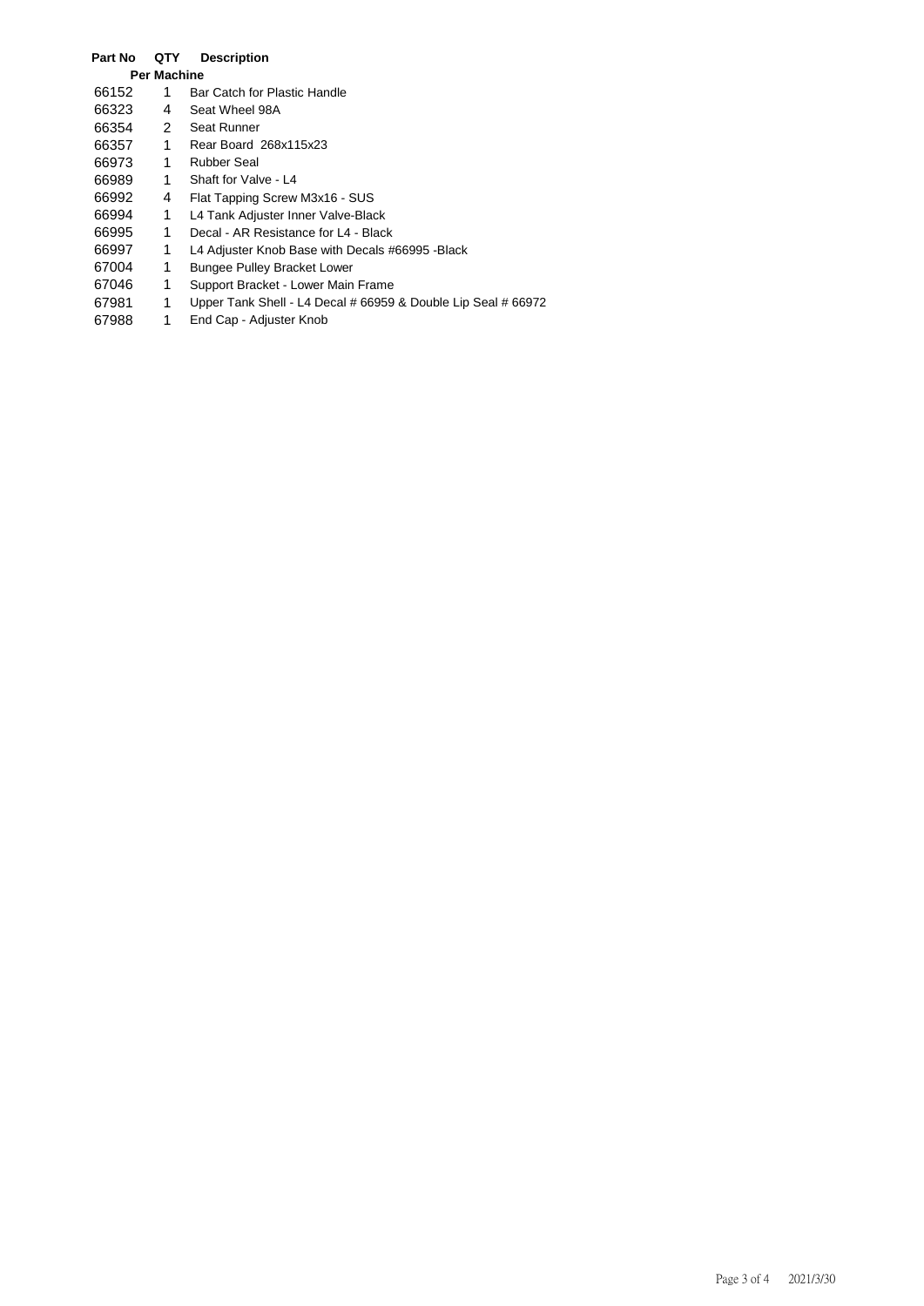| Part No | QTY Per Machine | Description |
|---|---|---|
| 66152 | 1 | Bar Catch for Plastic Handle |
| 66323 | 4 | Seat Wheel 98A |
| 66354 | 2 | Seat Runner |
| 66357 | 1 | Rear Board 268x115x23 |
| 66973 | 1 | Rubber Seal |
| 66989 | 1 | Shaft for Valve - L4 |
| 66992 | 4 | Flat Tapping Screw M3x16 - SUS |
| 66994 | 1 | L4 Tank Adjuster Inner Valve-Black |
| 66995 | 1 | Decal - AR Resistance for L4 - Black |
| 66997 | 1 | L4 Adjuster Knob Base with Decals #66995 -Black |
| 67004 | 1 | Bungee Pulley Bracket Lower |
| 67046 | 1 | Support Bracket - Lower Main Frame |
| 67981 | 1 | Upper Tank Shell - L4 Decal # 66959 & Double Lip Seal # 66972 |
| 67988 | 1 | End Cap - Adjuster Knob |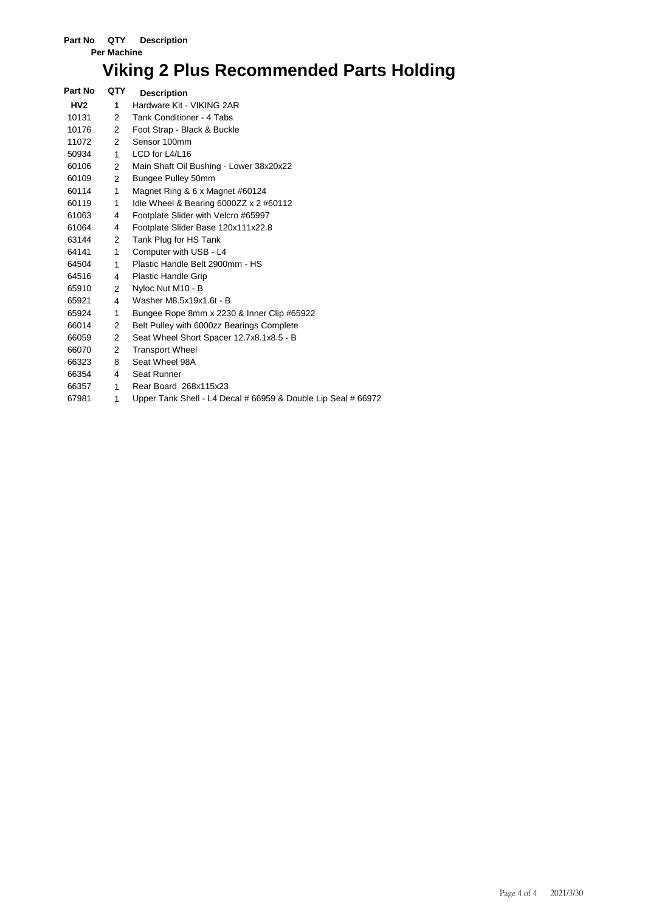**Part No QTY Description**
**Per Machine**

# Viking 2 Plus Recommended Parts Holding

| Part No | QTY | Description |
|---|---|---|
| **HV2** | **1** | Hardware Kit - VIKING 2AR |
| 10131 | 2 | Tank Conditioner - 4 Tabs |
| 10176 | 2 | Foot Strap - Black & Buckle |
| 11072 | 2 | Sensor 100mm |
| 50934 | 1 | LCD for L4/L16 |
| 60106 | 2 | Main Shaft Oil Bushing - Lower 38x20x22 |
| 60109 | 2 | Bungee Pulley 50mm |
| 60114 | 1 | Magnet Ring & 6 x Magnet #60124 |
| 60119 | 1 | Idle Wheel & Bearing 6000ZZ x 2 #60112 |
| 61063 | 4 | Footplate Slider with Velcro #65997 |
| 61064 | 4 | Footplate Slider Base 120x111x22.8 |
| 63144 | 2 | Tank Plug for HS Tank |
| 64141 | 1 | Computer with USB - L4 |
| 64504 | 1 | Plastic Handle Belt 2900mm - HS |
| 64516 | 4 | Plastic Handle Grip |
| 65910 | 2 | Nyloc Nut M10 - B |
| 65921 | 4 | Washer M8.5x19x1.6t - B |
| 65924 | 1 | Bungee Rope 8mm x 2230 & Inner Clip #65922 |
| 66014 | 2 | Belt Pulley with 6000zz Bearings Complete |
| 66059 | 2 | Seat Wheel Short Spacer 12.7x8.1x8.5 - B |
| 66070 | 2 | Transport Wheel |
| 66323 | 8 | Seat Wheel 98A |
| 66354 | 4 | Seat Runner |
| 66357 | 1 | Rear Board 268x115x23 |
| 67981 | 1 | Upper Tank Shell - L4 Decal # 66959 & Double Lip Seal # 66972 |

2021/3/30